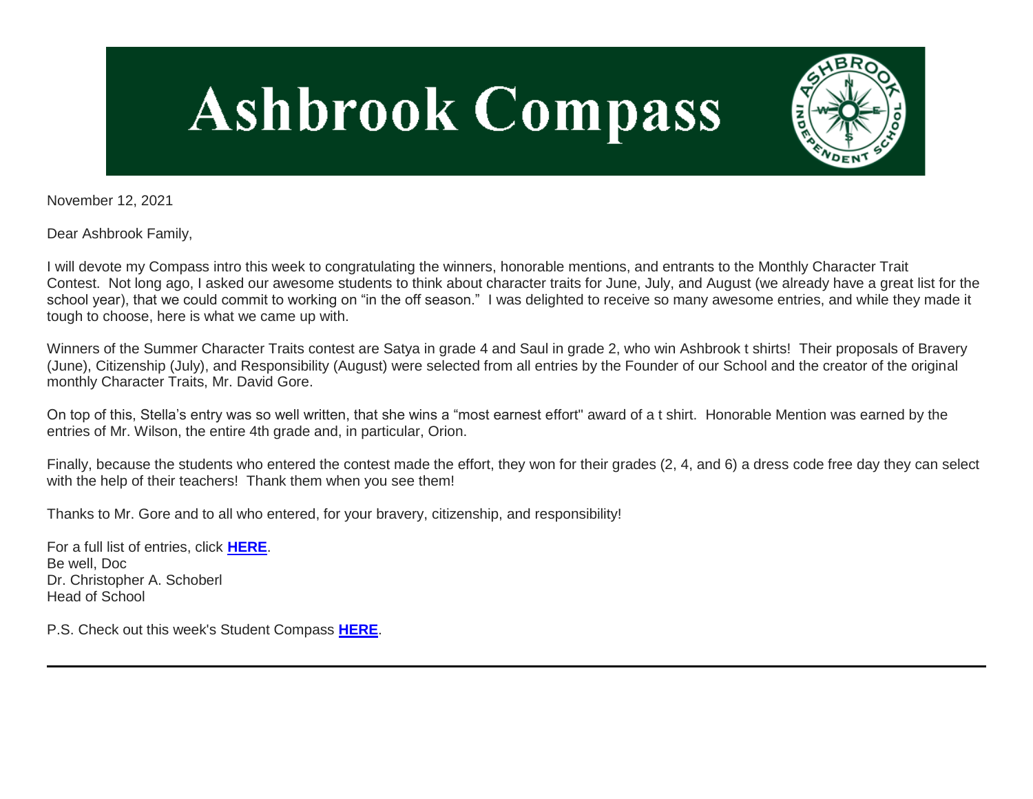# Ashbrook Compass

November 12, 2021

Dear Ashbrook Family,

I will devote my Compass intro this week to congratulating the winners, honorable mentions, and entrants to the Monthly Character Trait Contest. Not long ago, I asked our awesome students to think about character traits for June, July, and August (we already have a great list for the school year), that we could commit to working on "in the off season." I was delighted to receive so many awesome entries, and while they made it tough to choose, here is what we came up with.

Winners of the Summer Character Traits contest are Satya in grade 4 and Saul in grade 2, who win Ashbrook t shirts! Their proposals of Bravery (June), Citizenship (July), and Responsibility (August) were selected from all entries by the Founder of our School and the creator of the original monthly Character Traits, Mr. David Gore.

On top of this, Stella's entry was so well written, that she wins a "most earnest effort" award of a t shirt. Honorable Mention was earned by the entries of Mr. Wilson, the entire 4th grade and, in particular, Orion.

Finally, because the students who entered the contest made the effort, they won for their grades (2, 4, and 6) a dress code free day they can select with the help of their teachers! Thank them when you see them!

Thanks to Mr. Gore and to all who entered, for your bravery, citizenship, and responsibility!

For a full list of entries, click **HERE**.
Be well, Doc
Dr. Christopher A. Schoberl
Head of School

P.S. Check out this week's Student Compass **HERE**.

---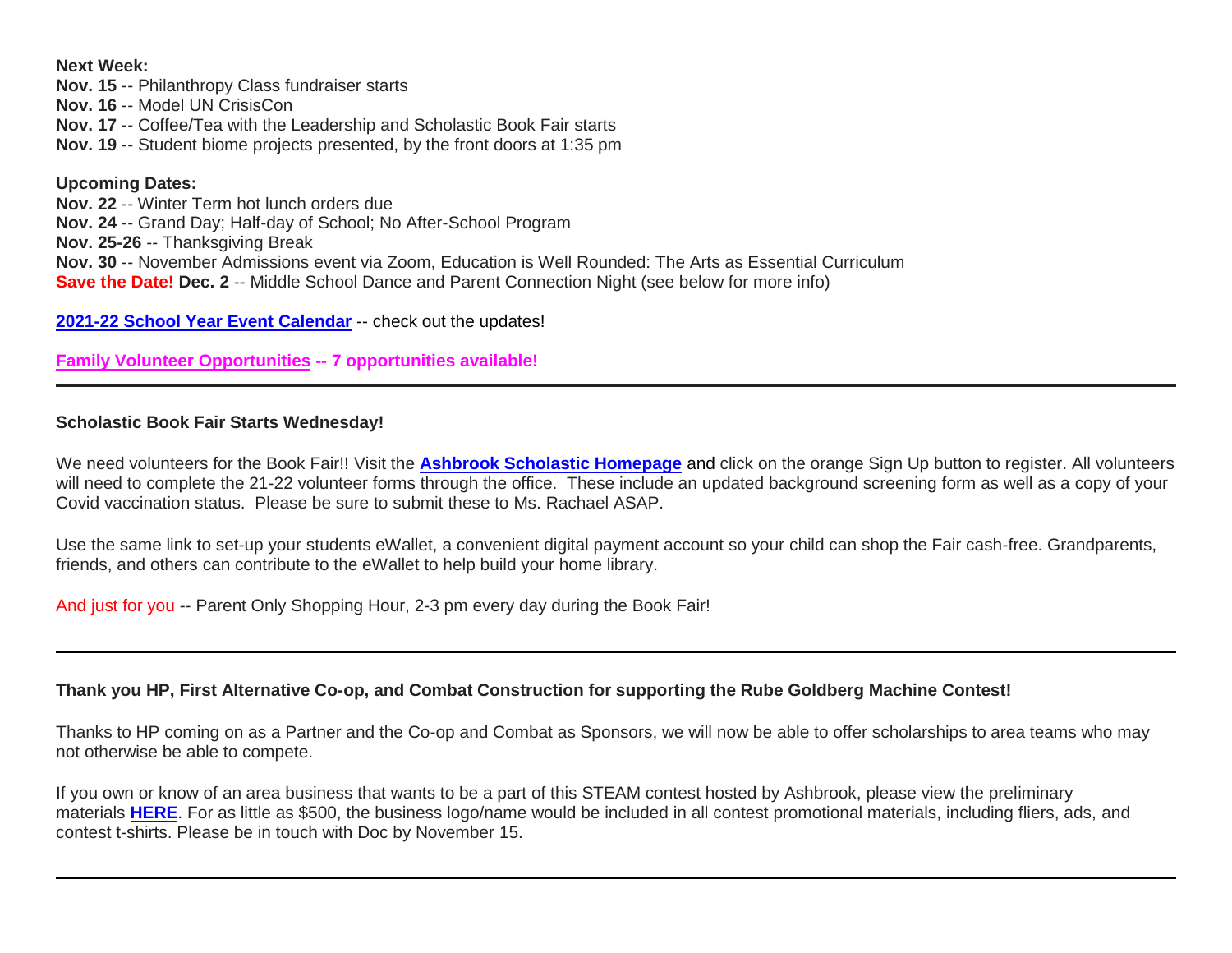**Next Week:**

**Nov. 15** -- Philanthropy Class fundraiser starts
**Nov. 16** -- Model UN CrisisCon
**Nov. 17** -- Coffee/Tea with the Leadership and Scholastic Book Fair starts
**Nov. 19** -- Student biome projects presented, by the front doors at 1:35 pm

**Upcoming Dates:**

**Nov. 22** -- Winter Term hot lunch orders due
**Nov. 24** -- Grand Day; Half-day of School; No After-School Program
**Nov. 25-26** -- Thanksgiving Break
**Nov. 30** -- November Admissions event via Zoom, Education is Well Rounded: The Arts as Essential Curriculum
**Save the Date! Dec. 2** -- Middle School Dance and Parent Connection Night (see below for more info)

**2021-22 School Year Event Calendar** -- check out the updates!

**Family Volunteer Opportunities -- 7 opportunities available!**

---

**Scholastic Book Fair Starts Wednesday!**

We need volunteers for the Book Fair!! Visit the **Ashbrook Scholastic Homepage** and click on the orange Sign Up button to register. All volunteers will need to complete the 21-22 volunteer forms through the office. These include an updated background screening form as well as a copy of your Covid vaccination status. Please be sure to submit these to Ms. Rachael ASAP.

Use the same link to set-up your students eWallet, a convenient digital payment account so your child can shop the Fair cash-free. Grandparents, friends, and others can contribute to the eWallet to help build your home library.

And just for you -- Parent Only Shopping Hour, 2-3 pm every day during the Book Fair!

---

**Thank you HP, First Alternative Co-op, and Combat Construction for supporting the Rube Goldberg Machine Contest!**

Thanks to HP coming on as a Partner and the Co-op and Combat as Sponsors, we will now be able to offer scholarships to area teams who may not otherwise be able to compete.

If you own or know of an area business that wants to be a part of this STEAM contest hosted by Ashbrook, please view the preliminary materials **HERE**. For as little as $500, the business logo/name would be included in all contest promotional materials, including fliers, ads, and contest t-shirts. Please be in touch with Doc by November 15.

---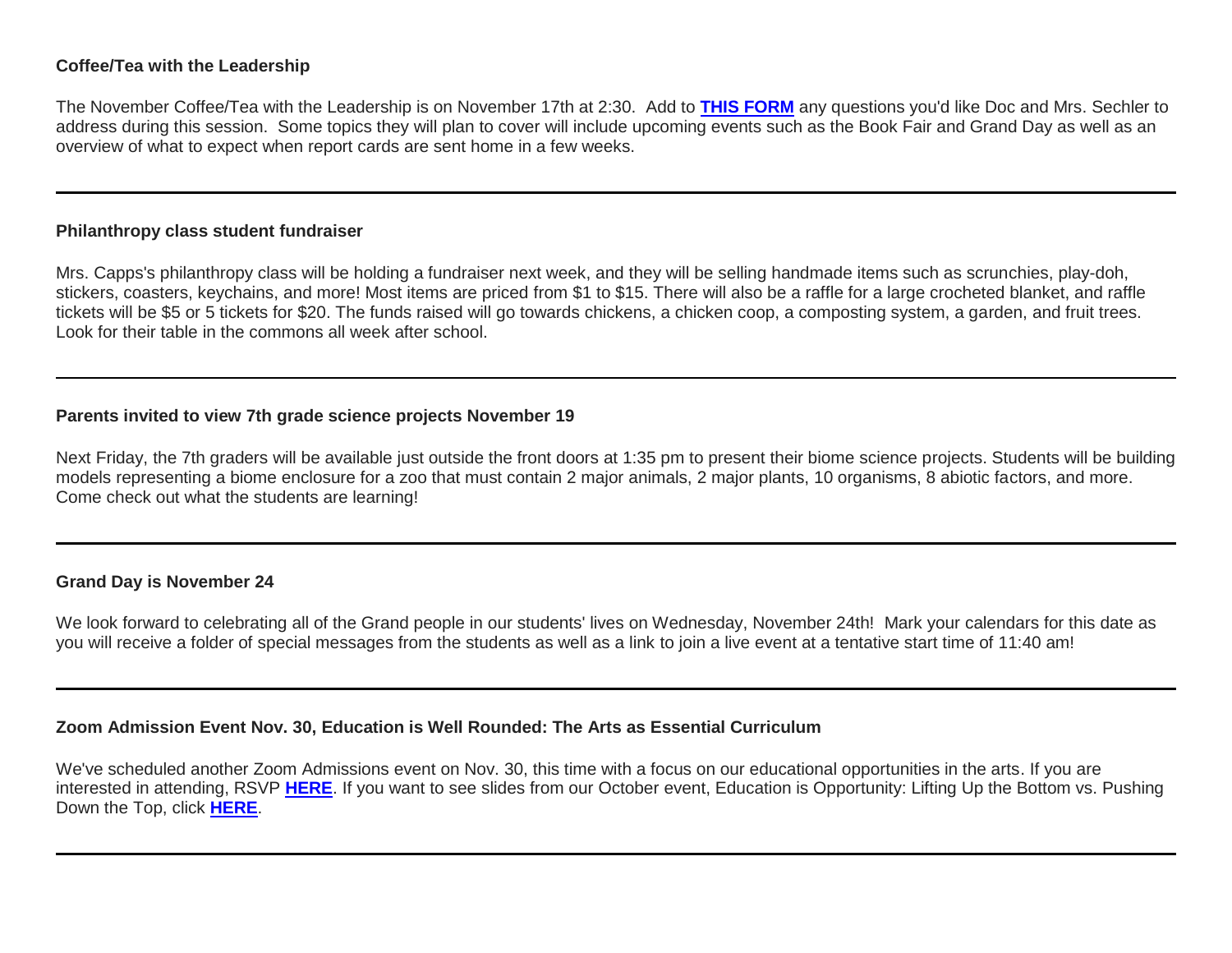**Coffee/Tea with the Leadership**

The November Coffee/Tea with the Leadership is on November 17th at 2:30. Add to **THIS FORM** any questions you'd like Doc and Mrs. Sechler to address during this session. Some topics they will plan to cover will include upcoming events such as the Book Fair and Grand Day as well as an overview of what to expect when report cards are sent home in a few weeks.

---

**Philanthropy class student fundraiser**

Mrs. Capps's philanthropy class will be holding a fundraiser next week, and they will be selling handmade items such as scrunchies, play-doh, stickers, coasters, keychains, and more! Most items are priced from $1 to $15. There will also be a raffle for a large crocheted blanket, and raffle tickets will be $5 or 5 tickets for $20. The funds raised will go towards chickens, a chicken coop, a composting system, a garden, and fruit trees. Look for their table in the commons all week after school.

---

**Parents invited to view 7th grade science projects November 19**

Next Friday, the 7th graders will be available just outside the front doors at 1:35 pm to present their biome science projects. Students will be building models representing a biome enclosure for a zoo that must contain 2 major animals, 2 major plants, 10 organisms, 8 abiotic factors, and more. Come check out what the students are learning!

---

**Grand Day is November 24**

We look forward to celebrating all of the Grand people in our students' lives on Wednesday, November 24th! Mark your calendars for this date as you will receive a folder of special messages from the students as well as a link to join a live event at a tentative start time of 11:40 am!

---

**Zoom Admission Event Nov. 30, Education is Well Rounded: The Arts as Essential Curriculum**

We've scheduled another Zoom Admissions event on Nov. 30, this time with a focus on our educational opportunities in the arts. If you are interested in attending, RSVP **HERE**. If you want to see slides from our October event, Education is Opportunity: Lifting Up the Bottom vs. Pushing Down the Top, click **HERE**.

---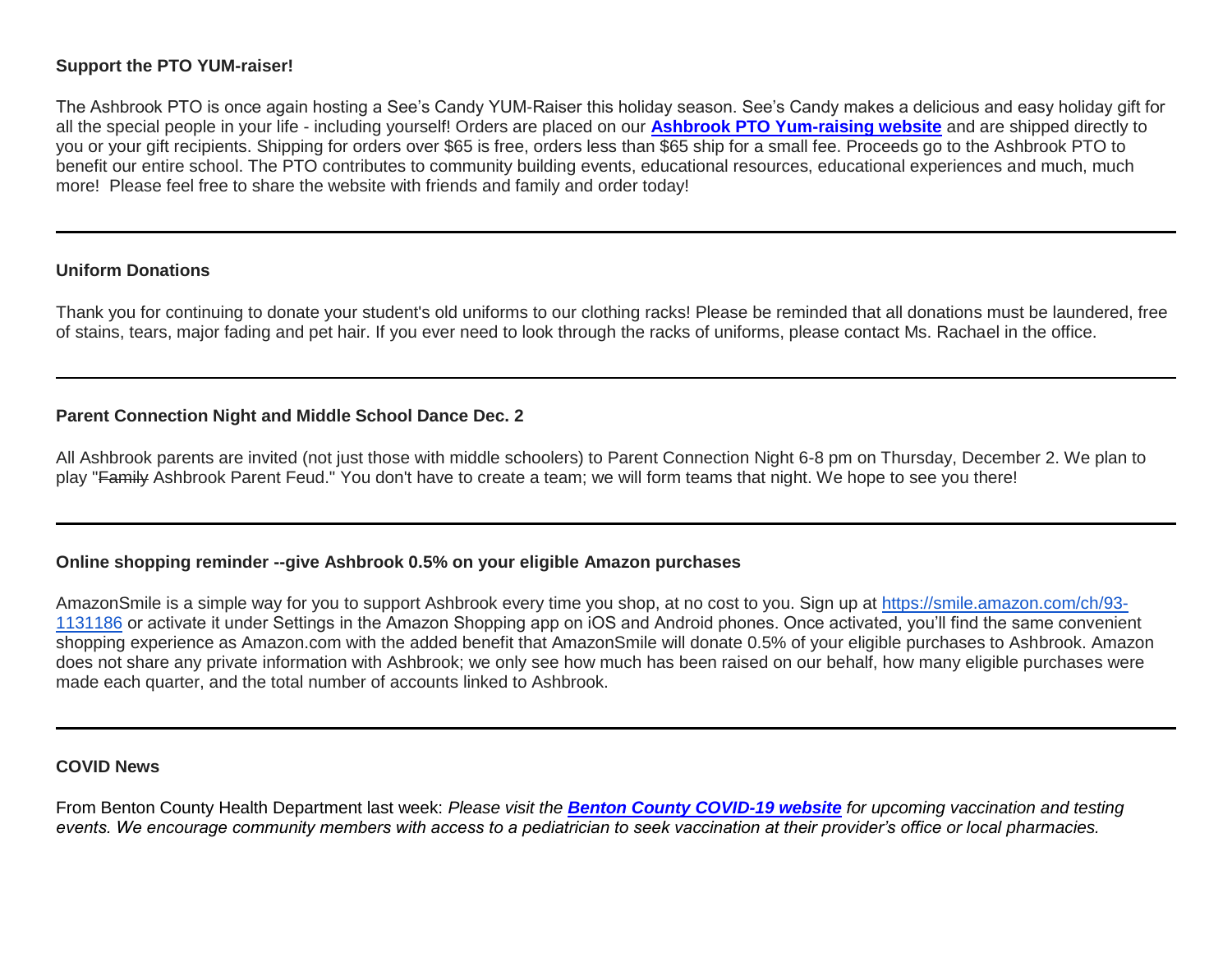**Support the PTO YUM-raiser!**

The Ashbrook PTO is once again hosting a See's Candy YUM-Raiser this holiday season. See's Candy makes a delicious and easy holiday gift for all the special people in your life - including yourself! Orders are placed on our **Ashbrook PTO Yum-raising website** and are shipped directly to you or your gift recipients. Shipping for orders over $65 is free, orders less than $65 ship for a small fee. Proceeds go to the Ashbrook PTO to benefit our entire school. The PTO contributes to community building events, educational resources, educational experiences and much, much more! Please feel free to share the website with friends and family and order today!

---

**Uniform Donations**

Thank you for continuing to donate your student's old uniforms to our clothing racks! Please be reminded that all donations must be laundered, free of stains, tears, major fading and pet hair. If you ever need to look through the racks of uniforms, please contact Ms. Rachael in the office.

---

**Parent Connection Night and Middle School Dance Dec. 2**

All Ashbrook parents are invited (not just those with middle schoolers) to Parent Connection Night 6-8 pm on Thursday, December 2. We plan to play "~~Family~~ Ashbrook Parent Feud." You don't have to create a team; we will form teams that night. We hope to see you there!

---

**Online shopping reminder --give Ashbrook 0.5% on your eligible Amazon purchases**

AmazonSmile is a simple way for you to support Ashbrook every time you shop, at no cost to you. Sign up at https://smile.amazon.com/ch/93-1131186 or activate it under Settings in the Amazon Shopping app on iOS and Android phones. Once activated, you'll find the same convenient shopping experience as Amazon.com with the added benefit that AmazonSmile will donate 0.5% of your eligible purchases to Ashbrook. Amazon does not share any private information with Ashbrook; we only see how much has been raised on our behalf, how many eligible purchases were made each quarter, and the total number of accounts linked to Ashbrook.

---

**COVID News**

From Benton County Health Department last week: *Please visit the **Benton County COVID-19 website** for upcoming vaccination and testing events. We encourage community members with access to a pediatrician to seek vaccination at their provider's office or local pharmacies.*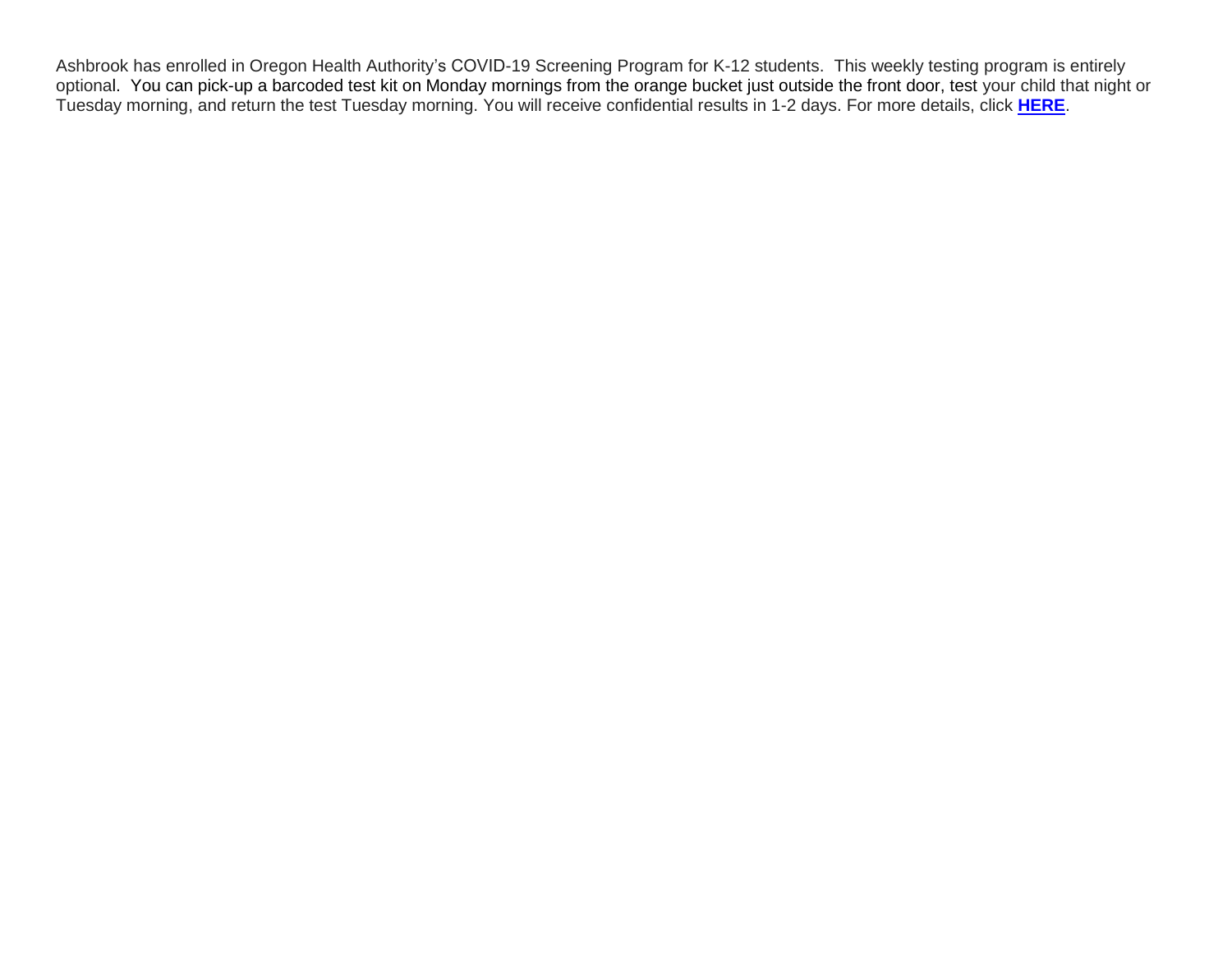Ashbrook has enrolled in Oregon Health Authority's COVID-19 Screening Program for K-12 students. This weekly testing program is entirely optional. You can pick-up a barcoded test kit on Monday mornings from the orange bucket just outside the front door, test your child that night or Tuesday morning, and return the test Tuesday morning. You will receive confidential results in 1-2 days. For more details, click **HERE**.